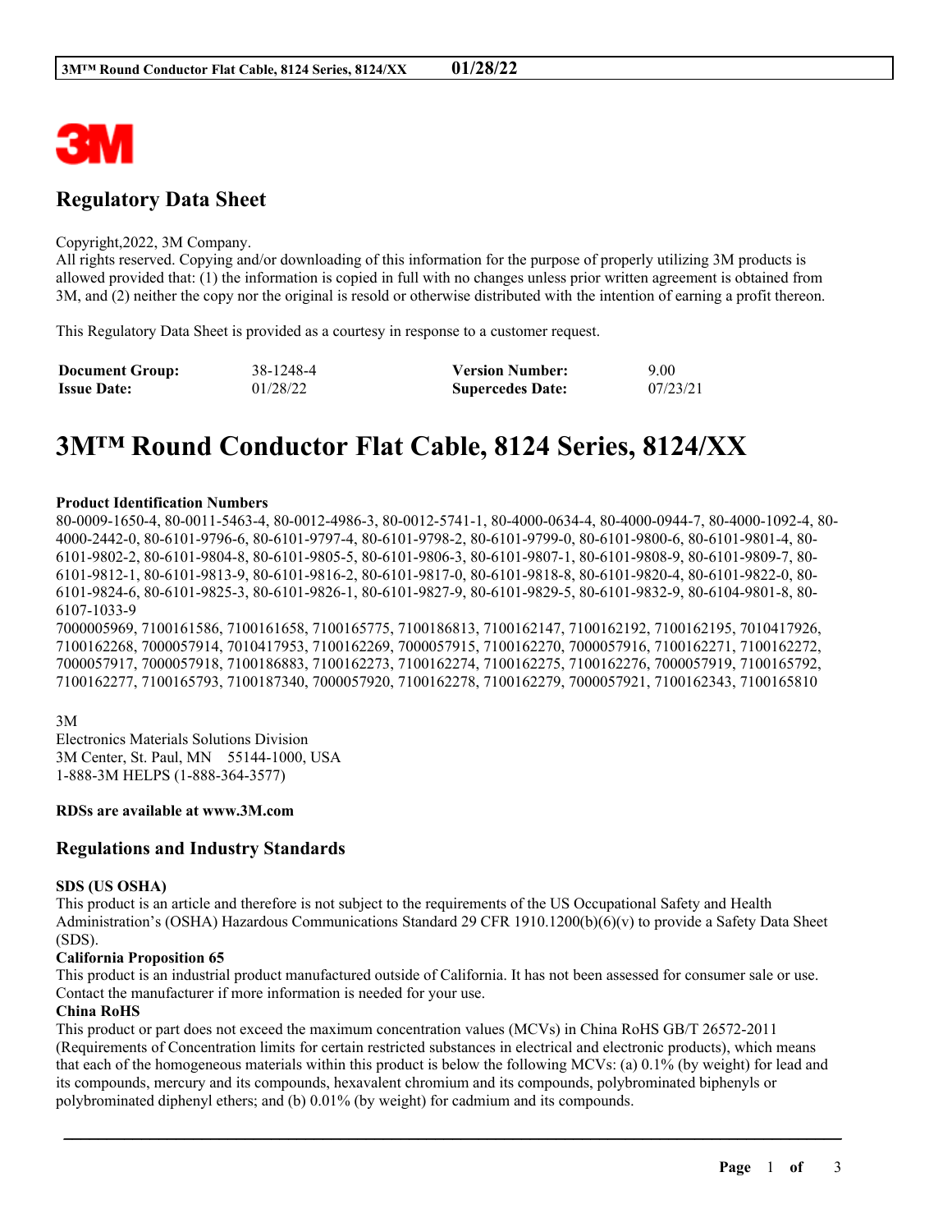3M

## Regulatory Data Sheet

Copyright,2022, 3M Company.
All rights reserved. Copying and/or downloading of this information for the purpose of properly utilizing 3M products is allowed provided that: (1) the information is copied in full with no changes unless prior written agreement is obtained from 3M, and (2) neither the copy nor the original is resold or otherwise distributed with the intention of earning a profit thereon.

This Regulatory Data Sheet is provided as a courtesy in response to a customer request.

| **Document Group:** | 38-1248-4 | **Version Number:** | 9.00 |
|---|---|---|---|
| **Issue Date:** | 01/28/22 | **Supercedes Date:** | 07/23/21 |

# 3M™ Round Conductor Flat Cable, 8124 Series, 8124/XX

**Product Identification Numbers**

80-0009-1650-4, 80-0011-5463-4, 80-0012-4986-3, 80-0012-5741-1, 80-4000-0634-4, 80-4000-0944-7, 80-4000-1092-4, 80-4000-2442-0, 80-6101-9796-6, 80-6101-9797-4, 80-6101-9798-2, 80-6101-9799-0, 80-6101-9800-6, 80-6101-9801-4, 80-6101-9802-2, 80-6101-9804-8, 80-6101-9805-5, 80-6101-9806-3, 80-6101-9807-1, 80-6101-9808-9, 80-6101-9809-7, 80-6101-9812-1, 80-6101-9813-9, 80-6101-9816-2, 80-6101-9817-0, 80-6101-9818-8, 80-6101-9820-4, 80-6101-9822-0, 80-6101-9824-6, 80-6101-9825-3, 80-6101-9826-1, 80-6101-9827-9, 80-6101-9829-5, 80-6101-9832-9, 80-6104-9801-8, 80-6107-1033-9
7000005969, 7100161586, 7100161658, 7100165775, 7100186813, 7100162147, 7100162192, 7100162195, 7010417926, 7100162268, 7000057914, 7010417953, 7100162269, 7000057915, 7100162270, 7000057916, 7100162271, 7100162272, 7000057917, 7000057918, 7100186883, 7100162273, 7100162274, 7100162275, 7100162276, 7000057919, 7100165792, 7100162277, 7100165793, 7100187340, 7000057920, 7100162278, 7100162279, 7000057921, 7100162343, 7100165810

3M
Electronics Materials Solutions Division
3M Center, St. Paul, MN 55144-1000, USA
1-888-3M HELPS (1-888-364-3577)

**RDSs are available at www.3M.com**

## Regulations and Industry Standards

**SDS (US OSHA)**
This product is an article and therefore is not subject to the requirements of the US Occupational Safety and Health Administration's (OSHA) Hazardous Communications Standard 29 CFR 1910.1200(b)(6)(v) to provide a Safety Data Sheet (SDS).

**California Proposition 65**
This product is an industrial product manufactured outside of California. It has not been assessed for consumer sale or use. Contact the manufacturer if more information is needed for your use.

**China RoHS**
This product or part does not exceed the maximum concentration values (MCVs) in China RoHS GB/T 26572-2011 (Requirements of Concentration limits for certain restricted substances in electrical and electronic products), which means that each of the homogeneous materials within this product is below the following MCVs: (a) 0.1% (by weight) for lead and its compounds, mercury and its compounds, hexavalent chromium and its compounds, polybrominated biphenyls or polybrominated diphenyl ethers; and (b) 0.01% (by weight) for cadmium and its compounds.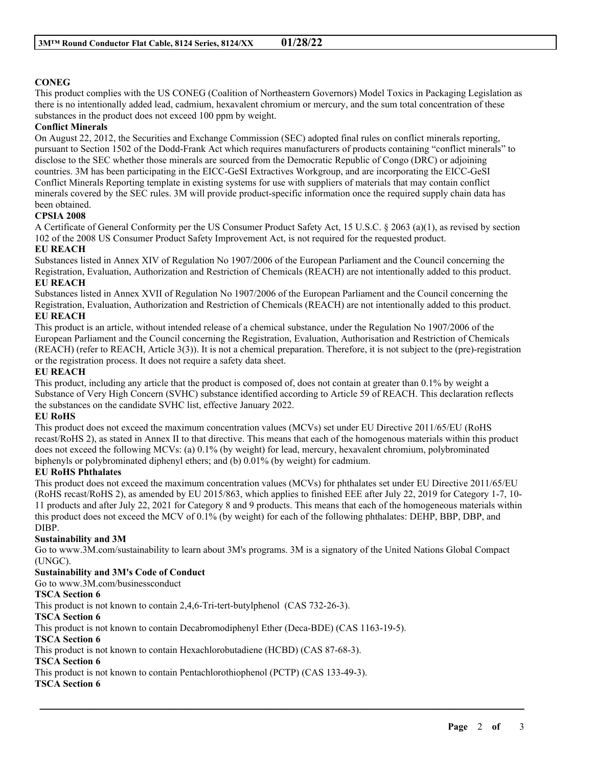**CONEG**

This product complies with the US CONEG (Coalition of Northeastern Governors) Model Toxics in Packaging Legislation as there is no intentionally added lead, cadmium, hexavalent chromium or mercury, and the sum total concentration of these substances in the product does not exceed 100 ppm by weight.

**Conflict Minerals**

On August 22, 2012, the Securities and Exchange Commission (SEC) adopted final rules on conflict minerals reporting, pursuant to Section 1502 of the Dodd-Frank Act which requires manufacturers of products containing "conflict minerals" to disclose to the SEC whether those minerals are sourced from the Democratic Republic of Congo (DRC) or adjoining countries. 3M has been participating in the EICC-GeSI Extractives Workgroup, and are incorporating the EICC-GeSI Conflict Minerals Reporting template in existing systems for use with suppliers of materials that may contain conflict minerals covered by the SEC rules. 3M will provide product-specific information once the required supply chain data has been obtained.

**CPSIA 2008**

A Certificate of General Conformity per the US Consumer Product Safety Act, 15 U.S.C. § 2063 (a)(1), as revised by section 102 of the 2008 US Consumer Product Safety Improvement Act, is not required for the requested product.

**EU REACH**

Substances listed in Annex XIV of Regulation No 1907/2006 of the European Parliament and the Council concerning the Registration, Evaluation, Authorization and Restriction of Chemicals (REACH) are not intentionally added to this product.

**EU REACH**

Substances listed in Annex XVII of Regulation No 1907/2006 of the European Parliament and the Council concerning the Registration, Evaluation, Authorization and Restriction of Chemicals (REACH) are not intentionally added to this product.

**EU REACH**

This product is an article, without intended release of a chemical substance, under the Regulation No 1907/2006 of the European Parliament and the Council concerning the Registration, Evaluation, Authorisation and Restriction of Chemicals (REACH) (refer to REACH, Article 3(3)). It is not a chemical preparation. Therefore, it is not subject to the (pre)-registration or the registration process. It does not require a safety data sheet.

**EU REACH**

This product, including any article that the product is composed of, does not contain at greater than 0.1% by weight a Substance of Very High Concern (SVHC) substance identified according to Article 59 of REACH. This declaration reflects the substances on the candidate SVHC list, effective January 2022.

**EU RoHS**

This product does not exceed the maximum concentration values (MCVs) set under EU Directive 2011/65/EU (RoHS recast/RoHS 2), as stated in Annex II to that directive. This means that each of the homogenous materials within this product does not exceed the following MCVs: (a) 0.1% (by weight) for lead, mercury, hexavalent chromium, polybrominated biphenyls or polybrominated diphenyl ethers; and (b) 0.01% (by weight) for cadmium.

**EU RoHS Phthalates**

This product does not exceed the maximum concentration values (MCVs) for phthalates set under EU Directive 2011/65/EU (RoHS recast/RoHS 2), as amended by EU 2015/863, which applies to finished EEE after July 22, 2019 for Category 1-7, 10-11 products and after July 22, 2021 for Category 8 and 9 products. This means that each of the homogeneous materials within this product does not exceed the MCV of 0.1% (by weight) for each of the following phthalates: DEHP, BBP, DBP, and DIBP.

**Sustainability and 3M**

Go to www.3M.com/sustainability to learn about 3M's programs. 3M is a signatory of the United Nations Global Compact (UNGC).

**Sustainability and 3M's Code of Conduct**

Go to www.3M.com/businessconduct

**TSCA Section 6**

This product is not known to contain 2,4,6-Tri-tert-butylphenol (CAS 732-26-3).

**TSCA Section 6**

This product is not known to contain Decabromodiphenyl Ether (Deca-BDE) (CAS 1163-19-5).

**TSCA Section 6**

This product is not known to contain Hexachlorobutadiene (HCBD) (CAS 87-68-3).

**TSCA Section 6**

This product is not known to contain Pentachlorothiophenol (PCTP) (CAS 133-49-3).

**TSCA Section 6**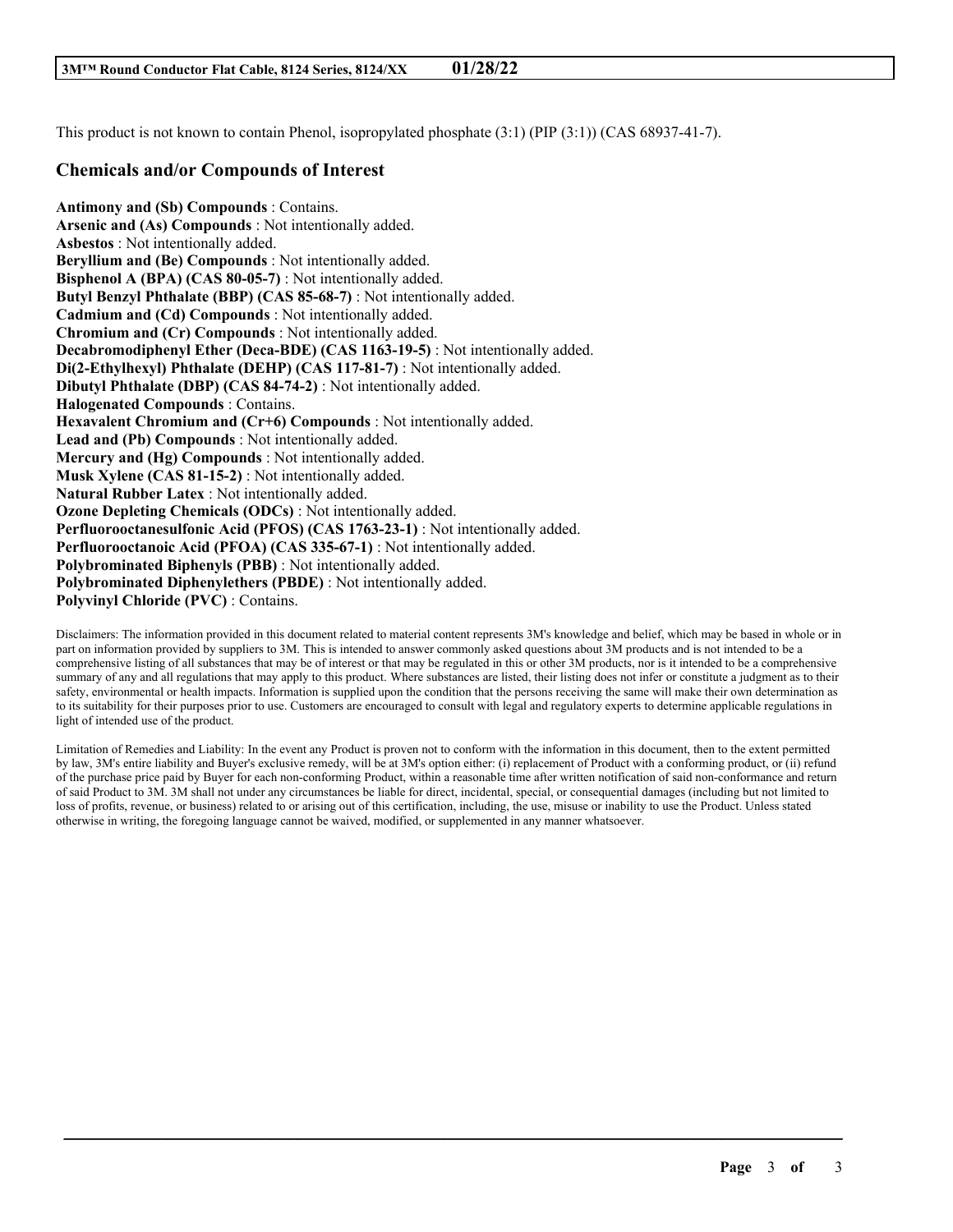This product is not known to contain Phenol, isopropylated phosphate (3:1) (PIP (3:1)) (CAS 68937-41-7).

## Chemicals and/or Compounds of Interest

**Antimony and (Sb) Compounds** : Contains.
**Arsenic and (As) Compounds** : Not intentionally added.
**Asbestos** : Not intentionally added.
**Beryllium and (Be) Compounds** : Not intentionally added.
**Bisphenol A (BPA) (CAS 80-05-7)** : Not intentionally added.
**Butyl Benzyl Phthalate (BBP) (CAS 85-68-7)** : Not intentionally added.
**Cadmium and (Cd) Compounds** : Not intentionally added.
**Chromium and (Cr) Compounds** : Not intentionally added.
**Decabromodiphenyl Ether (Deca-BDE) (CAS 1163-19-5)** : Not intentionally added.
**Di(2-Ethylhexyl) Phthalate (DEHP) (CAS 117-81-7)** : Not intentionally added.
**Dibutyl Phthalate (DBP) (CAS 84-74-2)** : Not intentionally added.
**Halogenated Compounds** : Contains.
**Hexavalent Chromium and (Cr+6) Compounds** : Not intentionally added.
**Lead and (Pb) Compounds** : Not intentionally added.
**Mercury and (Hg) Compounds** : Not intentionally added.
**Musk Xylene (CAS 81-15-2)** : Not intentionally added.
**Natural Rubber Latex** : Not intentionally added.
**Ozone Depleting Chemicals (ODCs)** : Not intentionally added.
**Perfluorooctanesulfonic Acid (PFOS) (CAS 1763-23-1)** : Not intentionally added.
**Perfluorooctanoic Acid (PFOA) (CAS 335-67-1)** : Not intentionally added.
**Polybrominated Biphenyls (PBB)** : Not intentionally added.
**Polybrominated Diphenylethers (PBDE)** : Not intentionally added.
**Polyvinyl Chloride (PVC)** : Contains.

Disclaimers: The information provided in this document related to material content represents 3M's knowledge and belief, which may be based in whole or in part on information provided by suppliers to 3M. This is intended to answer commonly asked questions about 3M products and is not intended to be a comprehensive listing of all substances that may be of interest or that may be regulated in this or other 3M products, nor is it intended to be a comprehensive summary of any and all regulations that may apply to this product. Where substances are listed, their listing does not infer or constitute a judgment as to their safety, environmental or health impacts. Information is supplied upon the condition that the persons receiving the same will make their own determination as to its suitability for their purposes prior to use. Customers are encouraged to consult with legal and regulatory experts to determine applicable regulations in light of intended use of the product.

Limitation of Remedies and Liability: In the event any Product is proven not to conform with the information in this document, then to the extent permitted by law, 3M's entire liability and Buyer's exclusive remedy, will be at 3M's option either: (i) replacement of Product with a conforming product, or (ii) refund of the purchase price paid by Buyer for each non-conforming Product, within a reasonable time after written notification of said non-conformance and return of said Product to 3M. 3M shall not under any circumstances be liable for direct, incidental, special, or consequential damages (including but not limited to loss of profits, revenue, or business) related to or arising out of this certification, including, the use, misuse or inability to use the Product. Unless stated otherwise in writing, the foregoing language cannot be waived, modified, or supplemented in any manner whatsoever.